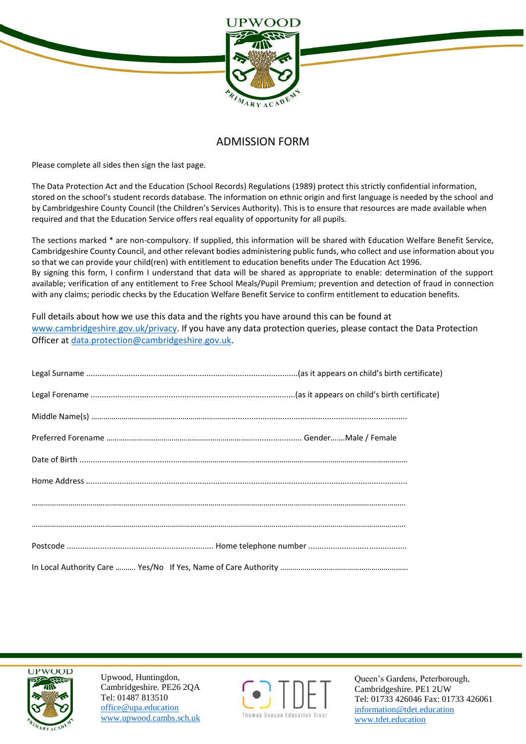# ADMISSION FORM

Please complete all sides then sign the last page.

The Data Protection Act and the Education (School Records) Regulations (1989) protect this strictly confidential information, stored on the school's student records database. The information on ethnic origin and first language is needed by the school and by Cambridgeshire County Council (the Children's Services Authority). This is to ensure that resources are made available when required and that the Education Service offers real equality of opportunity for all pupils.

The sections marked * are non-compulsory. If supplied, this information will be shared with Education Welfare Benefit Service, Cambridgeshire County Council, and other relevant bodies administering public funds, who collect and use information about you so that we can provide your child(ren) with entitlement to education benefits under The Education Act 1996.
By signing this form, I confirm I understand that data will be shared as appropriate to enable: determination of the support available; verification of any entitlement to Free School Meals/Pupil Premium; prevention and detection of fraud in connection with any claims; periodic checks by the Education Welfare Benefit Service to confirm entitlement to education benefits.

Full details about how we use this data and the rights you have around this can be found at www.cambridgeshire.gov.uk/privacy. If you have any data protection queries, please contact the Data Protection Officer at data.protection@cambridgeshire.gov.uk.

Legal Surname ................................................................................................(as it appears on child's birth certificate)

Legal Forename ..........................................................................................(as it appears on child's birth certificate)

Middle Name(s) ........................................................................................................................................................

Preferred Forename ................................................................................ Gender.......Male / Female

Date of Birth ............................................................................................................................................................

Home Address ..........................................................................................................................................................

.................................................................................................................................................................................

.................................................................................................................................................................................

Postcode .................................................................. Home telephone number ...........................................

In Local Authority Care .......... Yes/No If Yes, Name of Care Authority ...............................................................

Upwood, Huntingdon,
Cambridgeshire. PE26 2QA
Tel: 01487 813510
office@upa.education
www.upwood.cambs.sch.uk

Queen's Gardens, Peterborough,
Cambridgeshire. PE1 2UW
Tel: 01733 426046 Fax: 01733 426061
information@tdet.education
www.tdet.education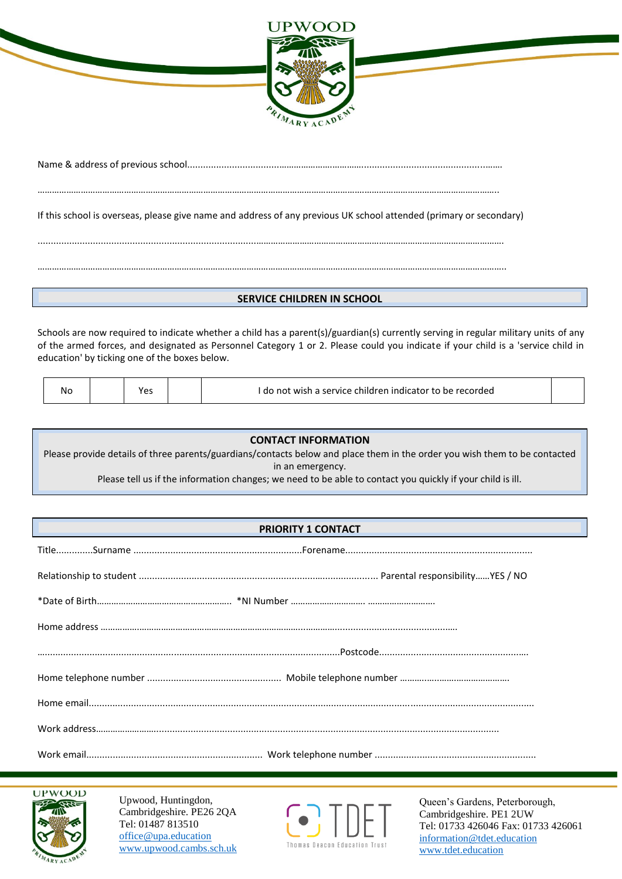Name & address of previous school............................................................................................................................

.......................................................................................................................................................................

If this school is overseas, please give name and address of any previous UK school attended (primary or secondary)

.......................................................................................................................................................................

.......................................................................................................................................................................

## SERVICE CHILDREN IN SCHOOL

Schools are now required to indicate whether a child has a parent(s)/guardian(s) currently serving in regular military units of any of the armed forces, and designated as Personnel Category 1 or 2. Please could you indicate if your child is a 'service child in education' by ticking one of the boxes below.

| | | | | | |
|---|---|---|---|---|---|
| No | | Yes | | I do not wish a service children indicator to be recorded | |

## CONTACT INFORMATION

Please provide details of three parents/guardians/contacts below and place them in the order you wish them to be contacted in an emergency.

Please tell us if the information changes; we need to be able to contact you quickly if your child is ill.

## PRIORITY 1 CONTACT

Title..............Surname ................................................................Forename.......................................................................

Relationship to student .......................................................................................... Parental responsibility......YES / NO

*Date of Birth....................................................... *NI Number .............................. ...........................

Home address ..................................................................................................................................................

...................................................................................................................Postcode.........................................................

Home telephone number .................................................. Mobile telephone number ............................................

Home email.......................................................................................................................................................................

Work address.....................................................................................................................................................

Work email.................................................................. Work telephone number ............................................................

Upwood, Huntingdon,
Cambridgeshire. PE26 2QA
Tel: 01487 813510
office@upa.education
www.upwood.cambs.sch.uk

Queen's Gardens, Peterborough,
Cambridgeshire. PE1 2UW
Tel: 01733 426046 Fax: 01733 426061
information@tdet.education
www.tdet.education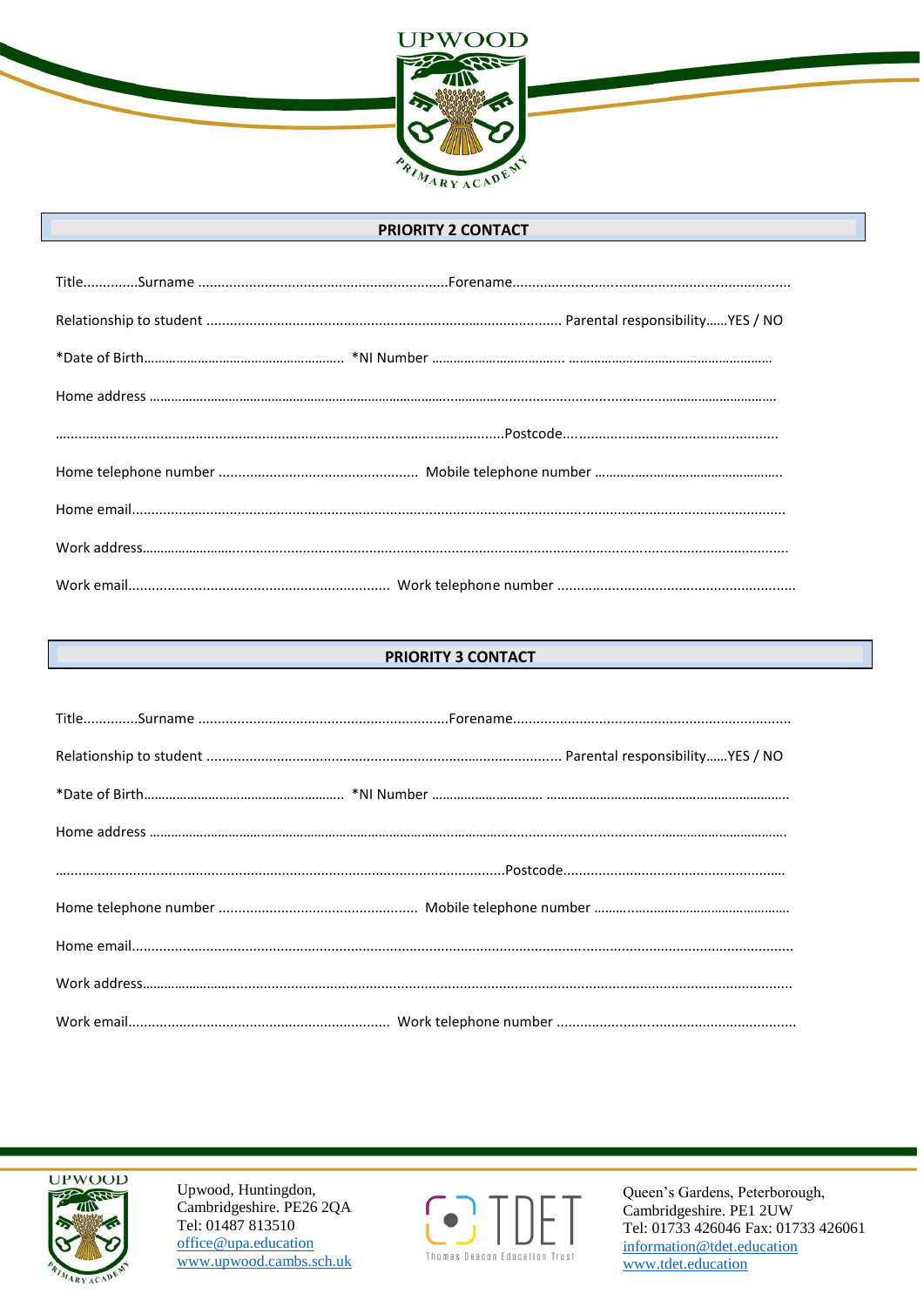## PRIORITY 2 CONTACT

Title..............Surname ................................................................Forename.......................................................................

Relationship to student ........................................................................................ Parental responsibility......YES / NO

*Date of Birth....................................................... *NI Number ...................................... ..........................................................

Home address ..........................................................................................................................................................................

....................................................................................................................Postcode.....................................................

Home telephone number ................................................... Mobile telephone number ....................................................

Home email.............................................................................................................................................................

Work address..........................................................................................................................................................

Work email................................................................... Work telephone number .............................................................

## PRIORITY 3 CONTACT

Title..............Surname ................................................................Forename.......................................................................

Relationship to student ........................................................................................ Parental responsibility......YES / NO

*Date of Birth....................................................... *NI Number ................................ ...................................................................

Home address ..........................................................................................................................................................................

....................................................................................................................Postcode.........................................................

Home telephone number ................................................... Mobile telephone number ...................................................

Home email.............................................................................................................................................................

Work address..........................................................................................................................................................

Work email................................................................... Work telephone number .............................................................

Upwood, Huntingdon,
Cambridgeshire. PE26 2QA
Tel: 01487 813510
office@upa.education
www.upwood.cambs.sch.uk

Queen's Gardens, Peterborough,
Cambridgeshire. PE1 2UW
Tel: 01733 426046 Fax: 01733 426061
information@tdet.education
www.tdet.education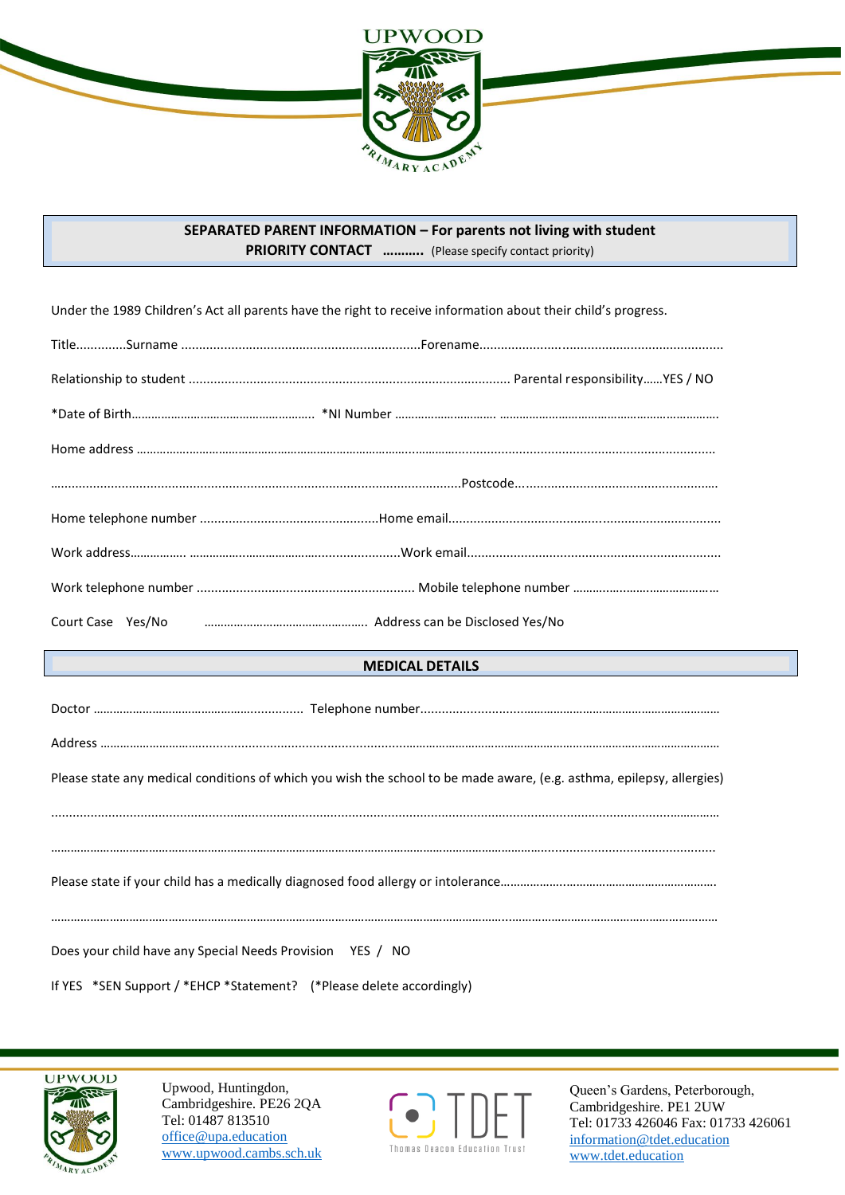UPWOOD PRIMARY ACADEMY

## SEPARATED PARENT INFORMATION – For parents not living with student
**PRIORITY CONTACT ..........** (Please specify contact priority)

Under the 1989 Children's Act all parents have the right to receive information about their child's progress.

Title.............Surname ..................................................................Forename...................................................................

Relationship to student ........................................................................................ Parental responsibility......YES / NO

*Date of Birth........................................................ *NI Number ............................. ...............................................................

Home address ........................................................................................................................................................................

..................................................................................................................Postcode.......................................................

Home telephone number .................................................Home email...............................................................................

Work address................. ............................................................Work email......................................................................

Work telephone number ............................................................ Mobile telephone number ..........................................

Court Case Yes/No ................................................. Address can be Disclosed Yes/No

## MEDICAL DETAILS

Doctor ............................................................ Telephone number..........................................................................................

Address ...............................................................................................................................................................................

Please state any medical conditions of which you wish the school to be made aware, (e.g. asthma, epilepsy, allergies)

.............................................................................................................................................................................................

.............................................................................................................................................................................................

Please state if your child has a medically diagnosed food allergy or intolerance................................................................

.............................................................................................................................................................................................

Does your child have any Special Needs Provision YES / NO

If YES *SEN Support / *EHCP *Statement? (*Please delete accordingly)

Upwood, Huntingdon,
Cambridgeshire. PE26 2QA
Tel: 01487 813510
office@upa.education
www.upwood.cambs.sch.uk

TDET
Thomas Deacon Education Trust

Queen's Gardens, Peterborough,
Cambridgeshire. PE1 2UW
Tel: 01733 426046 Fax: 01733 426061
information@tdet.education
www.tdet.education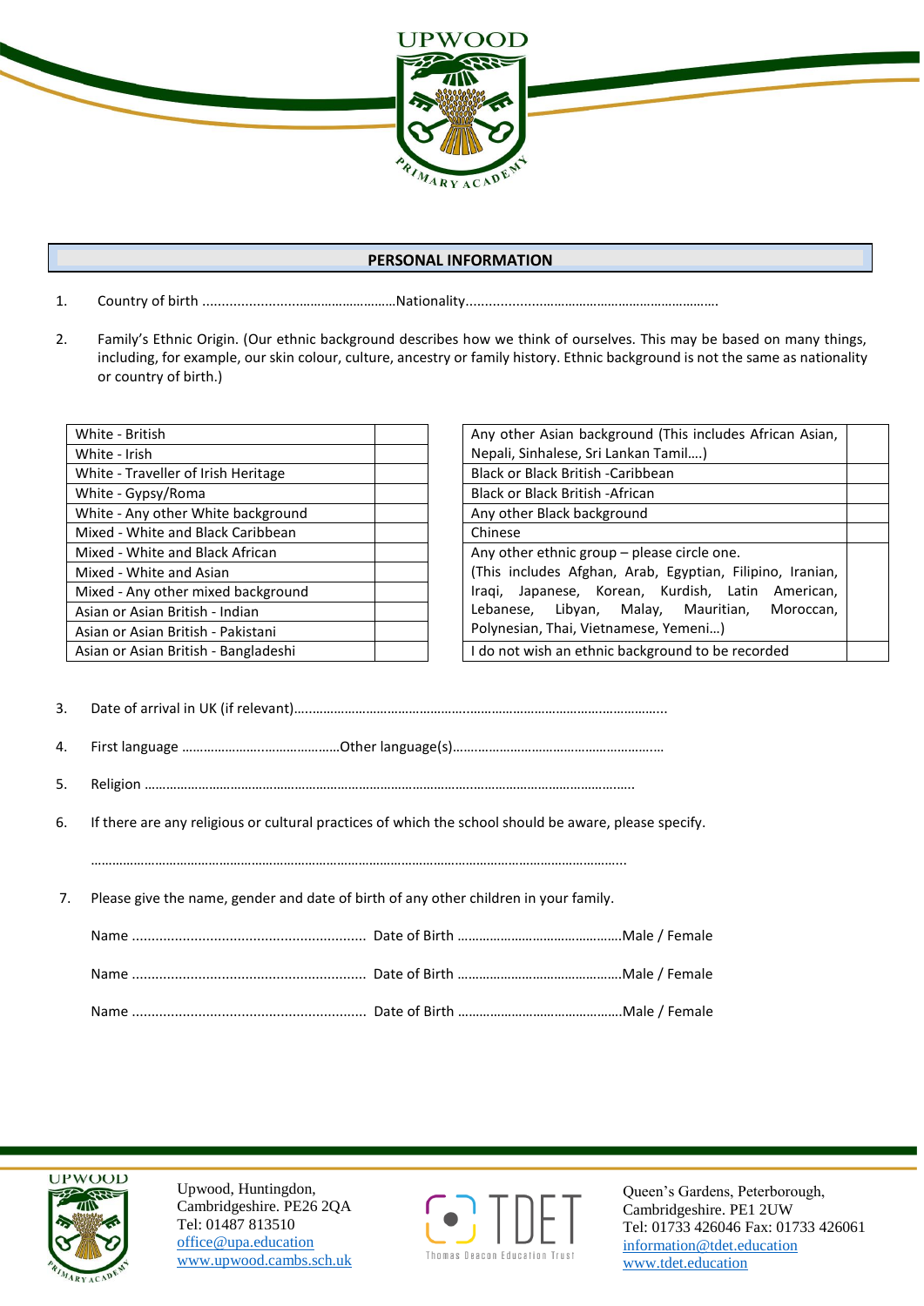## PERSONAL INFORMATION

1. Country of birth ……………………………………………Nationality……………………………………………………………

2. Family's Ethnic Origin. (Our ethnic background describes how we think of ourselves. This may be based on many things, including, for example, our skin colour, culture, ancestry or family history. Ethnic background is not the same as nationality or country of birth.)

| | |
|---|---|
| White - British | |
| White - Irish | |
| White - Traveller of Irish Heritage | |
| White - Gypsy/Roma | |
| White - Any other White background | |
| Mixed - White and Black Caribbean | |
| Mixed - White and Black African | |
| Mixed - White and Asian | |
| Mixed - Any other mixed background | |
| Asian or Asian British - Indian | |
| Asian or Asian British - Pakistani | |
| Asian or Asian British - Bangladeshi | |

| | |
|---|---|
| Any other Asian background (This includes African Asian, Nepali, Sinhalese, Sri Lankan Tamil….) | |
| Black or Black British -Caribbean | |
| Black or Black British -African | |
| Any other Black background | |
| Chinese | |
| Any other ethnic group – please circle one. (This includes Afghan, Arab, Egyptian, Filipino, Iranian, Iraqi, Japanese, Korean, Kurdish, Latin American, Lebanese, Libyan, Malay, Mauritian, Moroccan, Polynesian, Thai, Vietnamese, Yemeni…) | |
| I do not wish an ethnic background to be recorded | |

3. Date of arrival in UK (if relevant)……………………………………………………………………………………………

4. First language …………………………………Other language(s)…………………………………………………

5. Religion ……………………………………………………………………………………………………………………

6. If there are any religious or cultural practices of which the school should be aware, please specify.

   ……………………………………………………………………………………………………………………………

7. Please give the name, gender and date of birth of any other children in your family.

   Name ………………………………………………… Date of Birth ……………………………………Male / Female

   Name ………………………………………………… Date of Birth ……………………………………Male / Female

   Name ………………………………………………… Date of Birth ……………………………………Male / Female

Upwood, Huntingdon,
Cambridgeshire. PE26 2QA
Tel: 01487 813510
office@upa.education
www.upwood.cambs.sch.uk

Queen's Gardens, Peterborough,
Cambridgeshire. PE1 2UW
Tel: 01733 426046 Fax: 01733 426061
information@tdet.education
www.tdet.education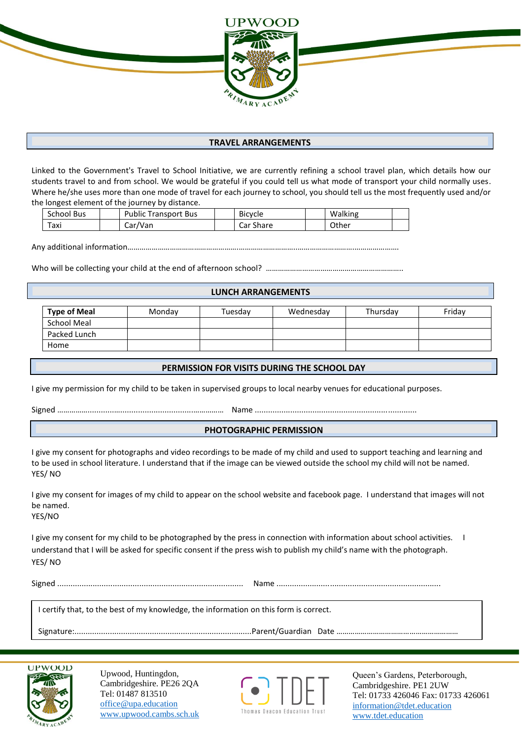## TRAVEL ARRANGEMENTS

Linked to the Government's Travel to School Initiative, we are currently refining a school travel plan, which details how our students travel to and from school. We would be grateful if you could tell us what mode of transport your child normally uses. Where he/she uses more than one mode of travel for each journey to school, you should tell us the most frequently used and/or the longest element of the journey by distance.

| | | | | | | | |
|---|---|---|---|---|---|---|---|
| School Bus | | Public Transport Bus | | Bicycle | | Walking | |
| Taxi | | Car/Van | | Car Share | | Other | |

Any additional information……………………………………………………………………………………………………………………………

Who will be collecting your child at the end of afternoon school? …………………………………………………………..

## LUNCH ARRANGEMENTS

| **Type of Meal** | Monday | Tuesday | Wednesday | Thursday | Friday |
|---|---|---|---|---|---|
| School Meal | | | | | |
| Packed Lunch | | | | | |
| Home | | | | | |

## PERMISSION FOR VISITS DURING THE SCHOOL DAY

I give my permission for my child to be taken in supervised groups to local nearby venues for educational purposes.

Signed ……………........................................................……………… Name ..........................................................................

## PHOTOGRAPHIC PERMISSION

I give my consent for photographs and video recordings to be made of my child and used to support teaching and learning and to be used in school literature. I understand that if the image can be viewed outside the school my child will not be named.
YES/ NO

I give my consent for images of my child to appear on the school website and facebook page. I understand that images will not be named.
YES/NO

I give my consent for my child to be photographed by the press in connection with information about school activities. I understand that I will be asked for specific consent if the press wish to publish my child's name with the photograph.
YES/ NO

Signed ................................................................................... Name ..........................................................................

I certify that, to the best of my knowledge, the information on this form is correct.

Signature:...............................................................................Parent/Guardian Date …………………………………………………

Upwood, Huntingdon,
Cambridgeshire. PE26 2QA
Tel: 01487 813510
office@upa.education
www.upwood.cambs.sch.uk

TDET
Thomas Deacon Education Trust

Queen's Gardens, Peterborough,
Cambridgeshire. PE1 2UW
Tel: 01733 426046 Fax: 01733 426061
information@tdet.education
www.tdet.education